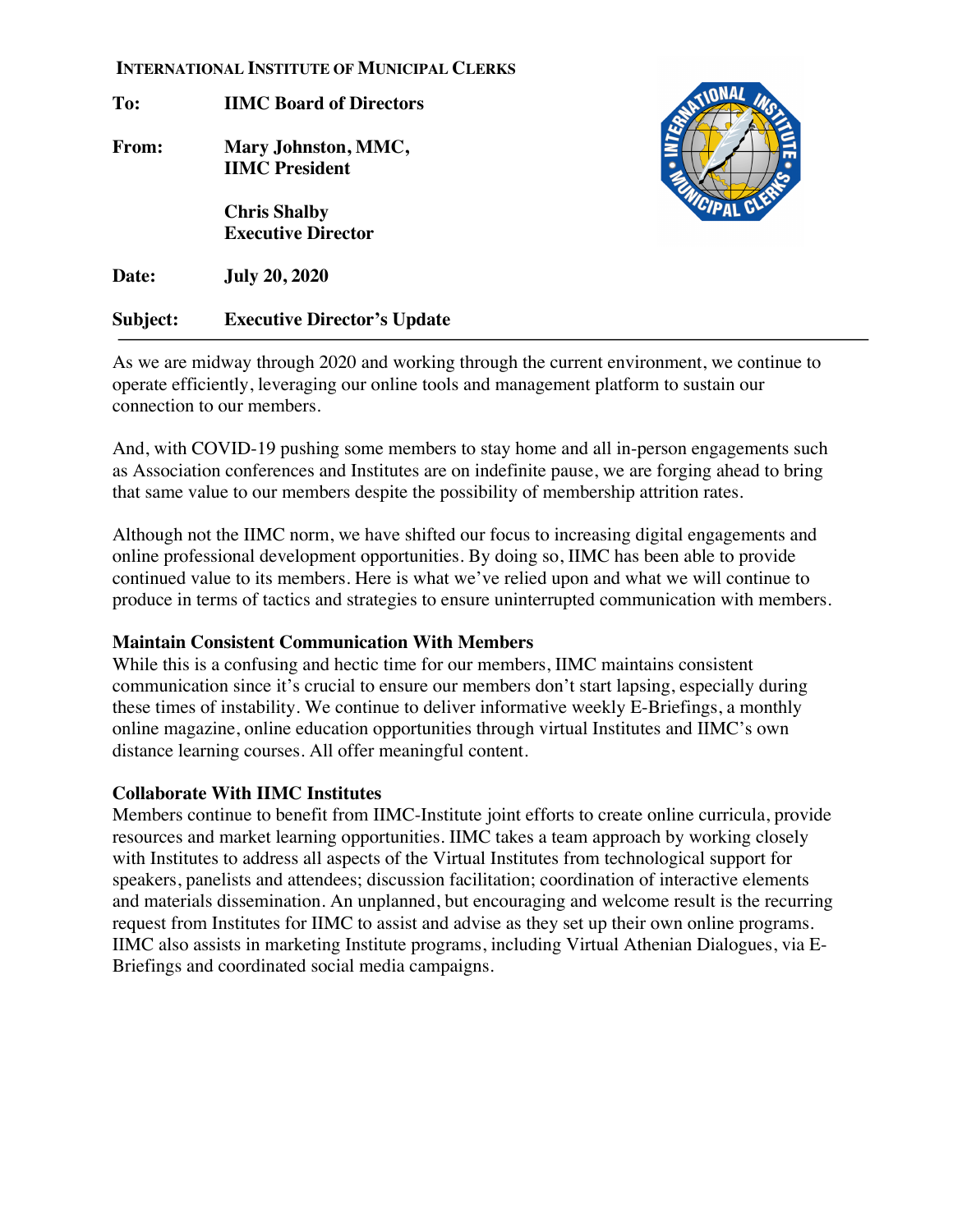**INTERNATIONAL INSTITUTE OF MUNICIPAL CLERKS**

**To:** **IIMC Board of Directors**

**From:** **Mary Johnston, MMC, IIMC President**

**Chris Shalby**
**Executive Director**

**Date:** **July 20, 2020**

**Subject:** **Executive Director's Update**

---

As we are midway through 2020 and working through the current environment, we continue to operate efficiently, leveraging our online tools and management platform to sustain our connection to our members.

And, with COVID-19 pushing some members to stay home and all in-person engagements such as Association conferences and Institutes are on indefinite pause, we are forging ahead to bring that same value to our members despite the possibility of membership attrition rates.

Although not the IIMC norm, we have shifted our focus to increasing digital engagements and online professional development opportunities. By doing so, IIMC has been able to provide continued value to its members. Here is what we've relied upon and what we will continue to produce in terms of tactics and strategies to ensure uninterrupted communication with members.

**Maintain Consistent Communication With Members**

While this is a confusing and hectic time for our members, IIMC maintains consistent communication since it's crucial to ensure our members don't start lapsing, especially during these times of instability. We continue to deliver informative weekly E-Briefings, a monthly online magazine, online education opportunities through virtual Institutes and IIMC's own distance learning courses. All offer meaningful content.

**Collaborate With IIMC Institutes**

Members continue to benefit from IIMC-Institute joint efforts to create online curricula, provide resources and market learning opportunities. IIMC takes a team approach by working closely with Institutes to address all aspects of the Virtual Institutes from technological support for speakers, panelists and attendees; discussion facilitation; coordination of interactive elements and materials dissemination. An unplanned, but encouraging and welcome result is the recurring request from Institutes for IIMC to assist and advise as they set up their own online programs. IIMC also assists in marketing Institute programs, including Virtual Athenian Dialogues, via E-Briefings and coordinated social media campaigns.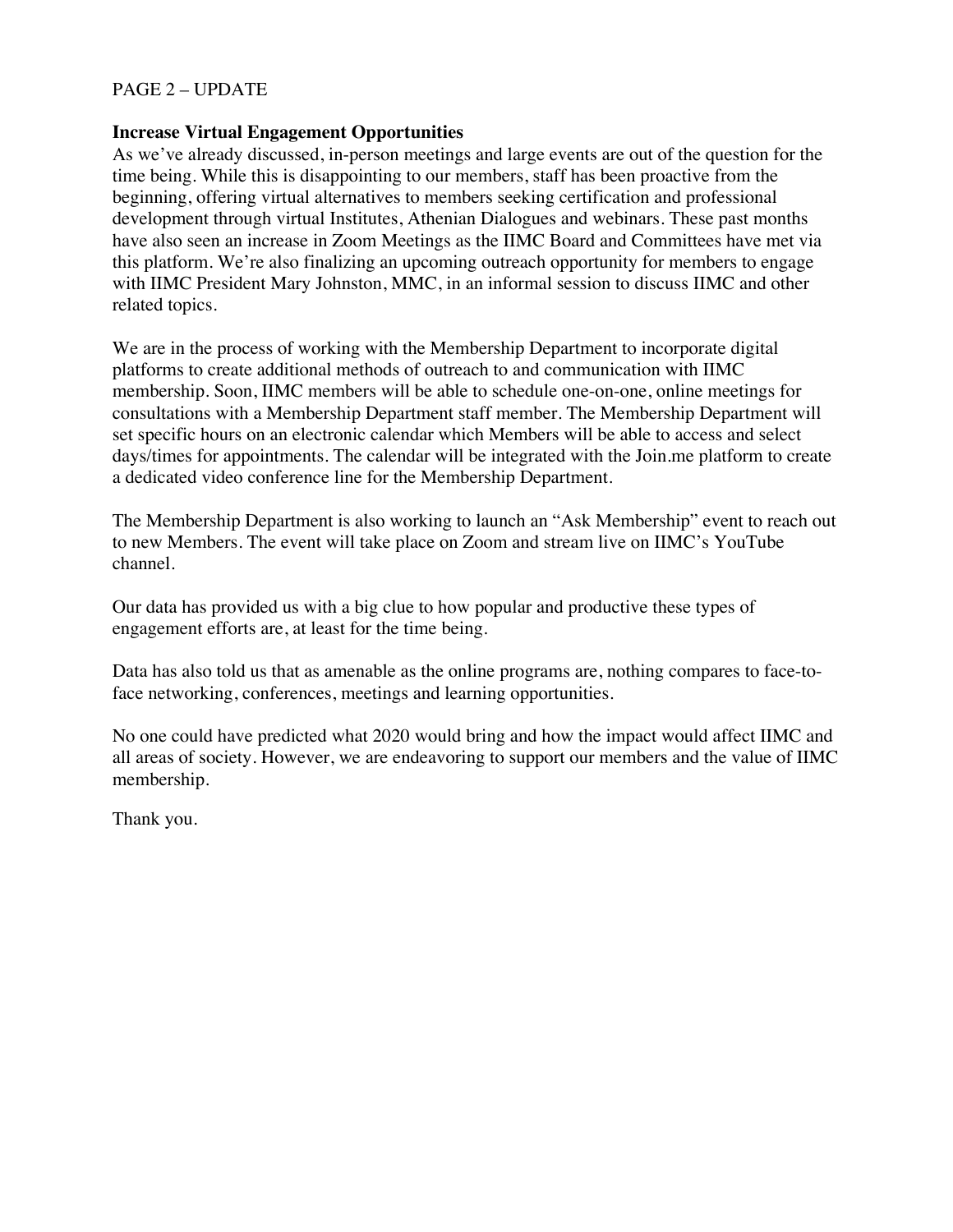PAGE 2 – UPDATE

**Increase Virtual Engagement Opportunities**

As we've already discussed, in-person meetings and large events are out of the question for the time being. While this is disappointing to our members, staff has been proactive from the beginning, offering virtual alternatives to members seeking certification and professional development through virtual Institutes, Athenian Dialogues and webinars. These past months have also seen an increase in Zoom Meetings as the IIMC Board and Committees have met via this platform. We're also finalizing an upcoming outreach opportunity for members to engage with IIMC President Mary Johnston, MMC, in an informal session to discuss IIMC and other related topics.

We are in the process of working with the Membership Department to incorporate digital platforms to create additional methods of outreach to and communication with IIMC membership. Soon, IIMC members will be able to schedule one-on-one, online meetings for consultations with a Membership Department staff member. The Membership Department will set specific hours on an electronic calendar which Members will be able to access and select days/times for appointments. The calendar will be integrated with the Join.me platform to create a dedicated video conference line for the Membership Department.

The Membership Department is also working to launch an "Ask Membership" event to reach out to new Members. The event will take place on Zoom and stream live on IIMC's YouTube channel.

Our data has provided us with a big clue to how popular and productive these types of engagement efforts are, at least for the time being.

Data has also told us that as amenable as the online programs are, nothing compares to face-to-face networking, conferences, meetings and learning opportunities.

No one could have predicted what 2020 would bring and how the impact would affect IIMC and all areas of society. However, we are endeavoring to support our members and the value of IIMC membership.

Thank you.